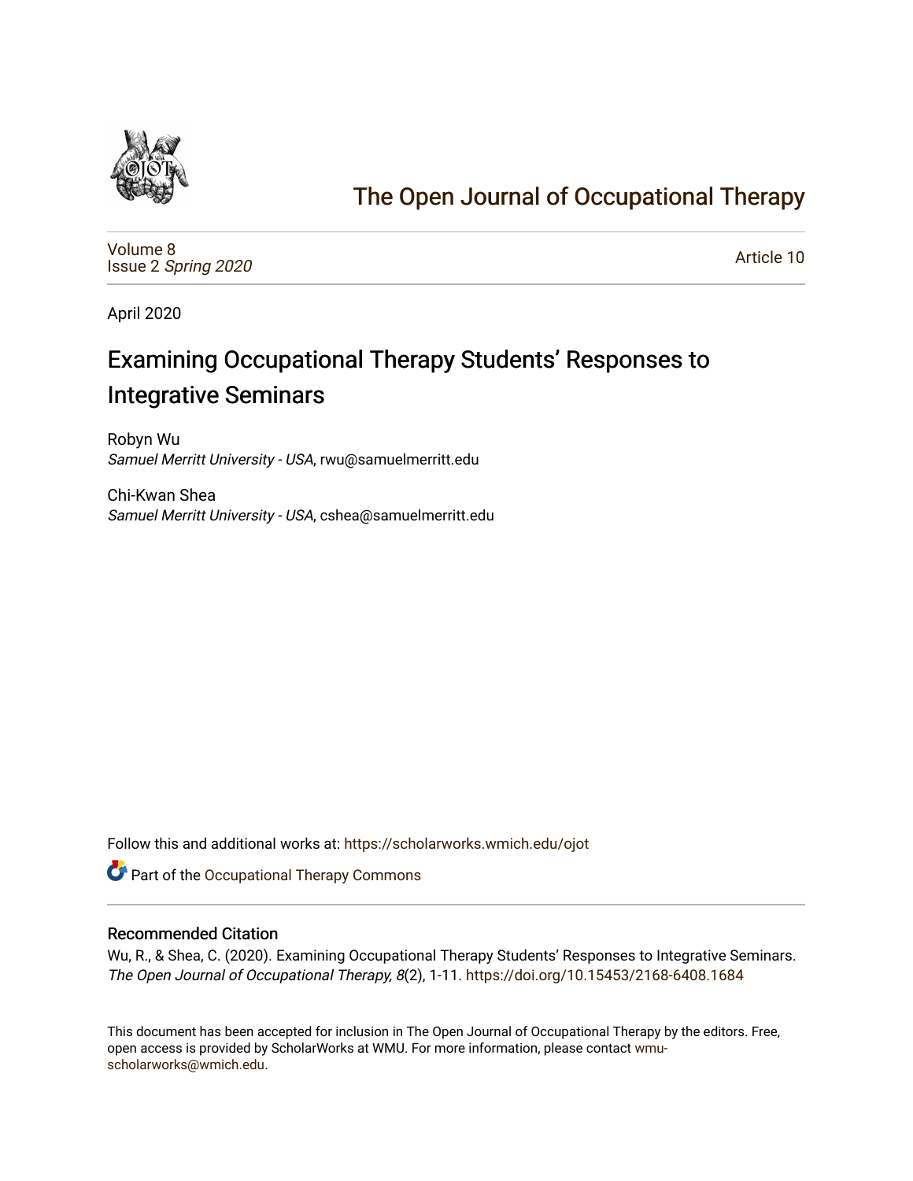# The Open Journal of Occupational Therapy

Volume 8
Issue 2 *Spring 2020*

Article 10

April 2020

## Examining Occupational Therapy Students' Responses to Integrative Seminars

Robyn Wu
*Samuel Merritt University - USA*, rwu@samuelmerritt.edu

Chi-Kwan Shea
*Samuel Merritt University - USA*, cshea@samuelmerritt.edu

Follow this and additional works at: https://scholarworks.wmich.edu/ojot

Part of the Occupational Therapy Commons

### Recommended Citation

Wu, R., & Shea, C. (2020). Examining Occupational Therapy Students' Responses to Integrative Seminars. *The Open Journal of Occupational Therapy, 8*(2), 1-11. https://doi.org/10.15453/2168-6408.1684

This document has been accepted for inclusion in The Open Journal of Occupational Therapy by the editors. Free, open access is provided by ScholarWorks at WMU. For more information, please contact wmu-scholarworks@wmich.edu.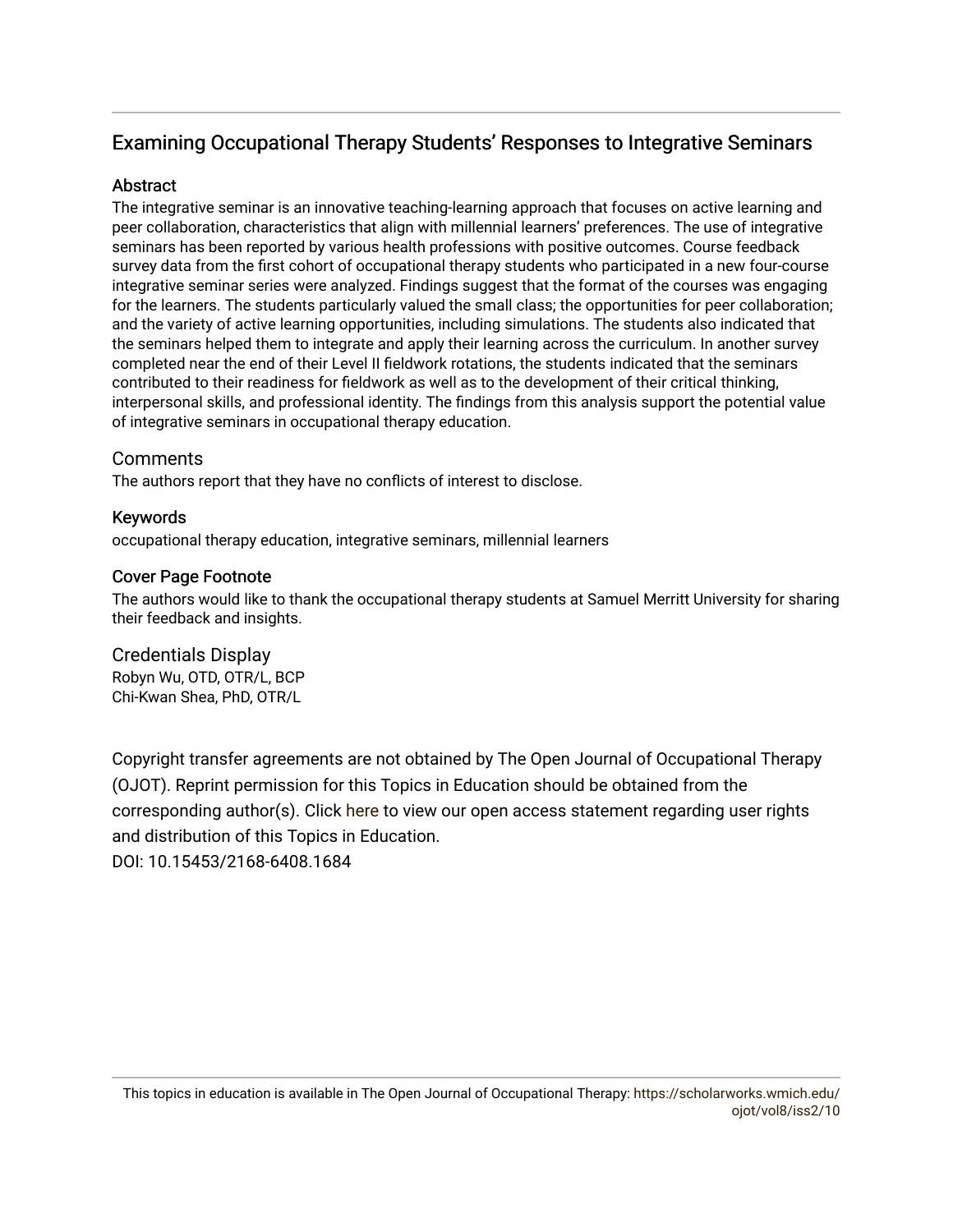# Examining Occupational Therapy Students' Responses to Integrative Seminars

## Abstract

The integrative seminar is an innovative teaching-learning approach that focuses on active learning and peer collaboration, characteristics that align with millennial learners' preferences. The use of integrative seminars has been reported by various health professions with positive outcomes. Course feedback survey data from the first cohort of occupational therapy students who participated in a new four-course integrative seminar series were analyzed. Findings suggest that the format of the courses was engaging for the learners. The students particularly valued the small class; the opportunities for peer collaboration; and the variety of active learning opportunities, including simulations. The students also indicated that the seminars helped them to integrate and apply their learning across the curriculum. In another survey completed near the end of their Level II fieldwork rotations, the students indicated that the seminars contributed to their readiness for fieldwork as well as to the development of their critical thinking, interpersonal skills, and professional identity. The findings from this analysis support the potential value of integrative seminars in occupational therapy education.

## Comments

The authors report that they have no conflicts of interest to disclose.

## Keywords

occupational therapy education, integrative seminars, millennial learners

## Cover Page Footnote

The authors would like to thank the occupational therapy students at Samuel Merritt University for sharing their feedback and insights.

## Credentials Display

Robyn Wu, OTD, OTR/L, BCP
Chi-Kwan Shea, PhD, OTR/L

Copyright transfer agreements are not obtained by The Open Journal of Occupational Therapy (OJOT). Reprint permission for this Topics in Education should be obtained from the corresponding author(s). Click here to view our open access statement regarding user rights and distribution of this Topics in Education.
DOI: 10.15453/2168-6408.1684

This topics in education is available in The Open Journal of Occupational Therapy: https://scholarworks.wmich.edu/ojot/vol8/iss2/10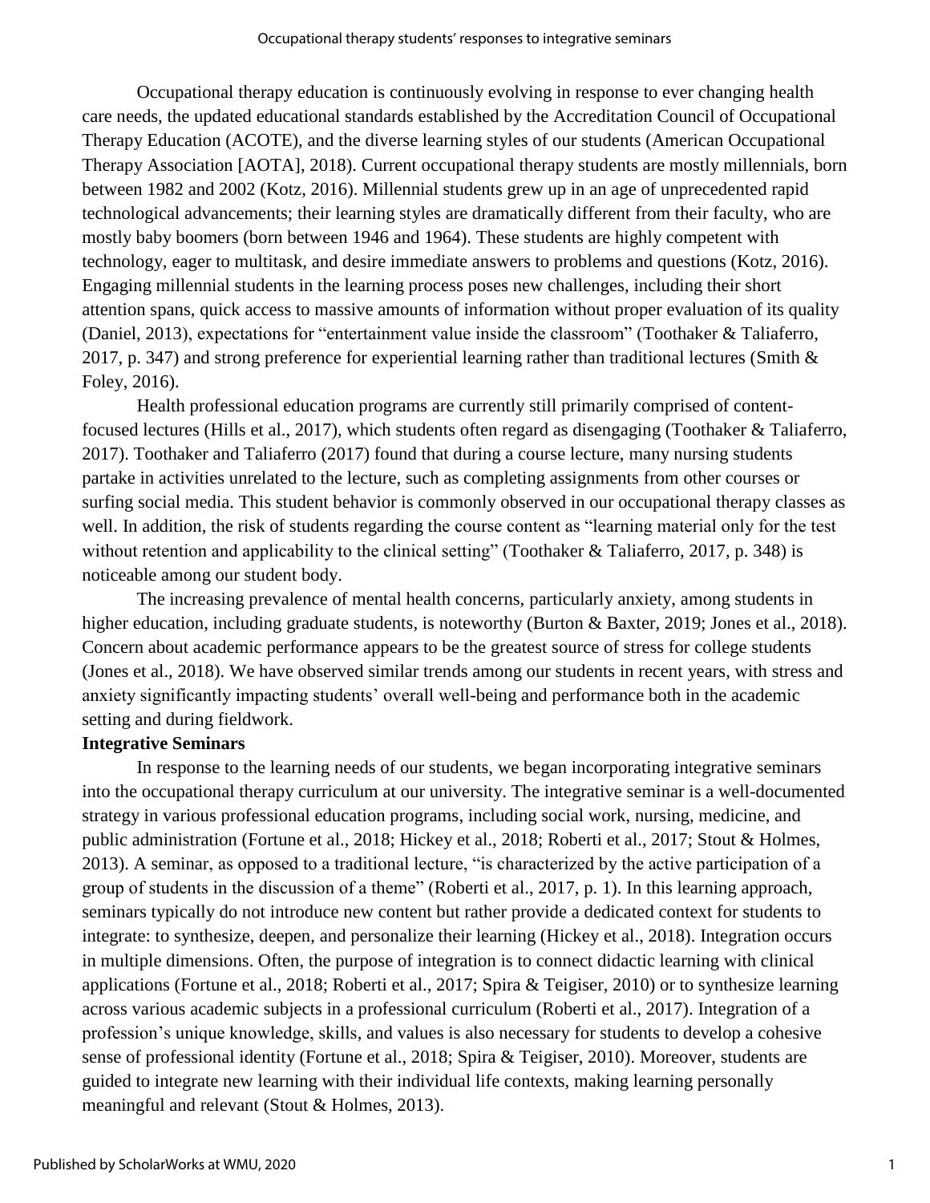Occupational therapy education is continuously evolving in response to ever changing health care needs, the updated educational standards established by the Accreditation Council of Occupational Therapy Education (ACOTE), and the diverse learning styles of our students (American Occupational Therapy Association [AOTA], 2018). Current occupational therapy students are mostly millennials, born between 1982 and 2002 (Kotz, 2016). Millennial students grew up in an age of unprecedented rapid technological advancements; their learning styles are dramatically different from their faculty, who are mostly baby boomers (born between 1946 and 1964). These students are highly competent with technology, eager to multitask, and desire immediate answers to problems and questions (Kotz, 2016). Engaging millennial students in the learning process poses new challenges, including their short attention spans, quick access to massive amounts of information without proper evaluation of its quality (Daniel, 2013), expectations for "entertainment value inside the classroom" (Toothaker & Taliaferro, 2017, p. 347) and strong preference for experiential learning rather than traditional lectures (Smith & Foley, 2016).

Health professional education programs are currently still primarily comprised of content-focused lectures (Hills et al., 2017), which students often regard as disengaging (Toothaker & Taliaferro, 2017). Toothaker and Taliaferro (2017) found that during a course lecture, many nursing students partake in activities unrelated to the lecture, such as completing assignments from other courses or surfing social media. This student behavior is commonly observed in our occupational therapy classes as well. In addition, the risk of students regarding the course content as "learning material only for the test without retention and applicability to the clinical setting" (Toothaker & Taliaferro, 2017, p. 348) is noticeable among our student body.

The increasing prevalence of mental health concerns, particularly anxiety, among students in higher education, including graduate students, is noteworthy (Burton & Baxter, 2019; Jones et al., 2018). Concern about academic performance appears to be the greatest source of stress for college students (Jones et al., 2018). We have observed similar trends among our students in recent years, with stress and anxiety significantly impacting students' overall well-being and performance both in the academic setting and during fieldwork.

## Integrative Seminars

In response to the learning needs of our students, we began incorporating integrative seminars into the occupational therapy curriculum at our university. The integrative seminar is a well-documented strategy in various professional education programs, including social work, nursing, medicine, and public administration (Fortune et al., 2018; Hickey et al., 2018; Roberti et al., 2017; Stout & Holmes, 2013). A seminar, as opposed to a traditional lecture, "is characterized by the active participation of a group of students in the discussion of a theme" (Roberti et al., 2017, p. 1). In this learning approach, seminars typically do not introduce new content but rather provide a dedicated context for students to integrate: to synthesize, deepen, and personalize their learning (Hickey et al., 2018). Integration occurs in multiple dimensions. Often, the purpose of integration is to connect didactic learning with clinical applications (Fortune et al., 2018; Roberti et al., 2017; Spira & Teigiser, 2010) or to synthesize learning across various academic subjects in a professional curriculum (Roberti et al., 2017). Integration of a profession's unique knowledge, skills, and values is also necessary for students to develop a cohesive sense of professional identity (Fortune et al., 2018; Spira & Teigiser, 2010). Moreover, students are guided to integrate new learning with their individual life contexts, making learning personally meaningful and relevant (Stout & Holmes, 2013).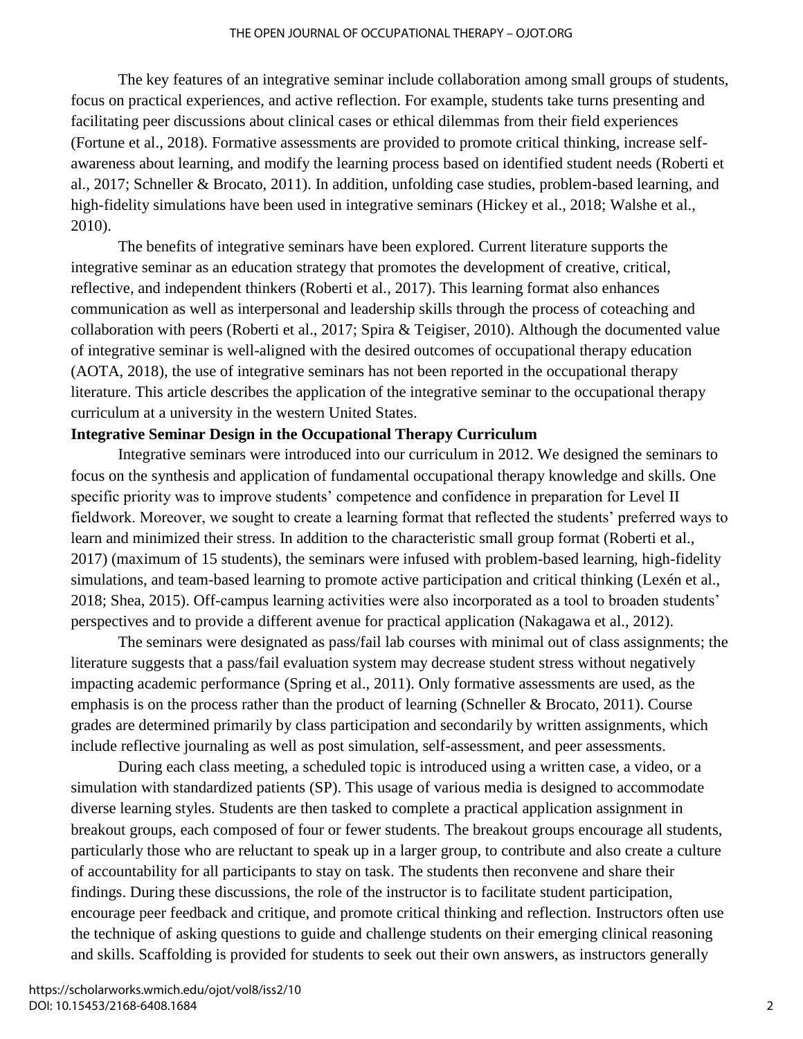The key features of an integrative seminar include collaboration among small groups of students, focus on practical experiences, and active reflection. For example, students take turns presenting and facilitating peer discussions about clinical cases or ethical dilemmas from their field experiences (Fortune et al., 2018). Formative assessments are provided to promote critical thinking, increase self-awareness about learning, and modify the learning process based on identified student needs (Roberti et al., 2017; Schneller & Brocato, 2011). In addition, unfolding case studies, problem-based learning, and high-fidelity simulations have been used in integrative seminars (Hickey et al., 2018; Walshe et al., 2010).

The benefits of integrative seminars have been explored. Current literature supports the integrative seminar as an education strategy that promotes the development of creative, critical, reflective, and independent thinkers (Roberti et al., 2017). This learning format also enhances communication as well as interpersonal and leadership skills through the process of coteaching and collaboration with peers (Roberti et al., 2017; Spira & Teigiser, 2010). Although the documented value of integrative seminar is well-aligned with the desired outcomes of occupational therapy education (AOTA, 2018), the use of integrative seminars has not been reported in the occupational therapy literature. This article describes the application of the integrative seminar to the occupational therapy curriculum at a university in the western United States.

## Integrative Seminar Design in the Occupational Therapy Curriculum

Integrative seminars were introduced into our curriculum in 2012. We designed the seminars to focus on the synthesis and application of fundamental occupational therapy knowledge and skills. One specific priority was to improve students' competence and confidence in preparation for Level II fieldwork. Moreover, we sought to create a learning format that reflected the students' preferred ways to learn and minimized their stress. In addition to the characteristic small group format (Roberti et al., 2017) (maximum of 15 students), the seminars were infused with problem-based learning, high-fidelity simulations, and team-based learning to promote active participation and critical thinking (Lexén et al., 2018; Shea, 2015). Off-campus learning activities were also incorporated as a tool to broaden students' perspectives and to provide a different avenue for practical application (Nakagawa et al., 2012).

The seminars were designated as pass/fail lab courses with minimal out of class assignments; the literature suggests that a pass/fail evaluation system may decrease student stress without negatively impacting academic performance (Spring et al., 2011). Only formative assessments are used, as the emphasis is on the process rather than the product of learning (Schneller & Brocato, 2011). Course grades are determined primarily by class participation and secondarily by written assignments, which include reflective journaling as well as post simulation, self-assessment, and peer assessments.

During each class meeting, a scheduled topic is introduced using a written case, a video, or a simulation with standardized patients (SP). This usage of various media is designed to accommodate diverse learning styles. Students are then tasked to complete a practical application assignment in breakout groups, each composed of four or fewer students. The breakout groups encourage all students, particularly those who are reluctant to speak up in a larger group, to contribute and also create a culture of accountability for all participants to stay on task. The students then reconvene and share their findings. During these discussions, the role of the instructor is to facilitate student participation, encourage peer feedback and critique, and promote critical thinking and reflection. Instructors often use the technique of asking questions to guide and challenge students on their emerging clinical reasoning and skills. Scaffolding is provided for students to seek out their own answers, as instructors generally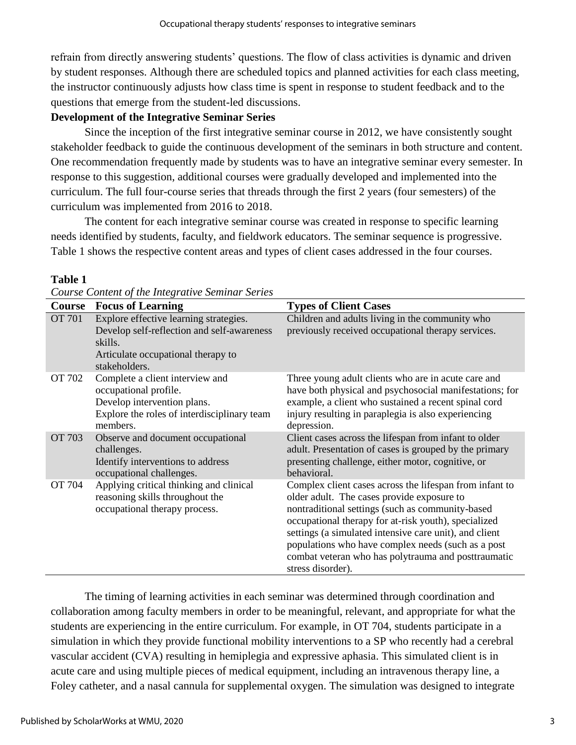refrain from directly answering students' questions. The flow of class activities is dynamic and driven by student responses. Although there are scheduled topics and planned activities for each class meeting, the instructor continuously adjusts how class time is spent in response to student feedback and to the questions that emerge from the student-led discussions.

**Development of the Integrative Seminar Series**

Since the inception of the first integrative seminar course in 2012, we have consistently sought stakeholder feedback to guide the continuous development of the seminars in both structure and content. One recommendation frequently made by students was to have an integrative seminar every semester. In response to this suggestion, additional courses were gradually developed and implemented into the curriculum. The full four-course series that threads through the first 2 years (four semesters) of the curriculum was implemented from 2016 to 2018.

The content for each integrative seminar course was created in response to specific learning needs identified by students, faculty, and fieldwork educators. The seminar sequence is progressive. Table 1 shows the respective content areas and types of client cases addressed in the four courses.

**Table 1**

*Course Content of the Integrative Seminar Series*

| Course | Focus of Learning | Types of Client Cases |
|---|---|---|
| OT 701 | Explore effective learning strategies. Develop self-reflection and self-awareness skills. Articulate occupational therapy to stakeholders. | Children and adults living in the community who previously received occupational therapy services. |
| OT 702 | Complete a client interview and occupational profile. Develop intervention plans. Explore the roles of interdisciplinary team members. | Three young adult clients who are in acute care and have both physical and psychosocial manifestations; for example, a client who sustained a recent spinal cord injury resulting in paraplegia is also experiencing depression. |
| OT 703 | Observe and document occupational challenges. Identify interventions to address occupational challenges. | Client cases across the lifespan from infant to older adult. Presentation of cases is grouped by the primary presenting challenge, either motor, cognitive, or behavioral. |
| OT 704 | Applying critical thinking and clinical reasoning skills throughout the occupational therapy process. | Complex client cases across the lifespan from infant to older adult. The cases provide exposure to nontraditional settings (such as community-based occupational therapy for at-risk youth), specialized settings (a simulated intensive care unit), and client populations who have complex needs (such as a post combat veteran who has polytrauma and posttraumatic stress disorder). |

The timing of learning activities in each seminar was determined through coordination and collaboration among faculty members in order to be meaningful, relevant, and appropriate for what the students are experiencing in the entire curriculum. For example, in OT 704, students participate in a simulation in which they provide functional mobility interventions to a SP who recently had a cerebral vascular accident (CVA) resulting in hemiplegia and expressive aphasia. This simulated client is in acute care and using multiple pieces of medical equipment, including an intravenous therapy line, a Foley catheter, and a nasal cannula for supplemental oxygen. The simulation was designed to integrate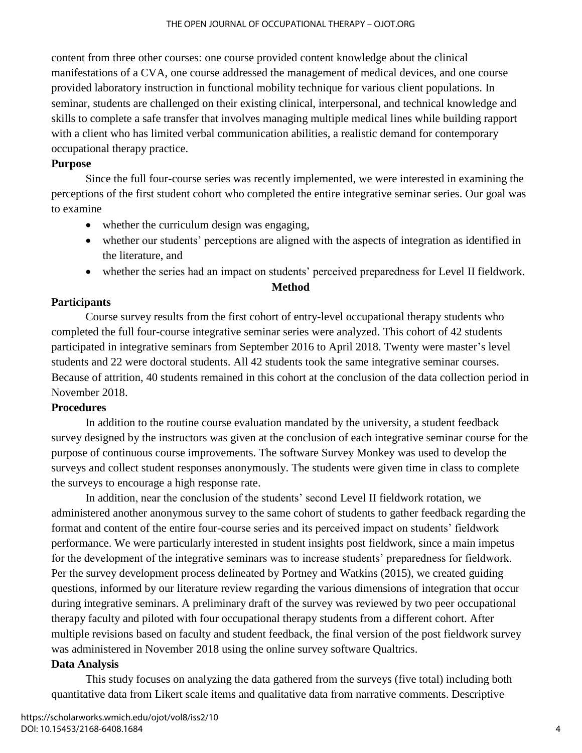content from three other courses: one course provided content knowledge about the clinical manifestations of a CVA, one course addressed the management of medical devices, and one course provided laboratory instruction in functional mobility technique for various client populations. In seminar, students are challenged on their existing clinical, interpersonal, and technical knowledge and skills to complete a safe transfer that involves managing multiple medical lines while building rapport with a client who has limited verbal communication abilities, a realistic demand for contemporary occupational therapy practice.

### Purpose

Since the full four-course series was recently implemented, we were interested in examining the perceptions of the first student cohort who completed the entire integrative seminar series. Our goal was to examine

- whether the curriculum design was engaging,
- whether our students' perceptions are aligned with the aspects of integration as identified in the literature, and
- whether the series had an impact on students' perceived preparedness for Level II fieldwork.

## Method

### Participants

Course survey results from the first cohort of entry-level occupational therapy students who completed the full four-course integrative seminar series were analyzed. This cohort of 42 students participated in integrative seminars from September 2016 to April 2018. Twenty were master's level students and 22 were doctoral students. All 42 students took the same integrative seminar courses. Because of attrition, 40 students remained in this cohort at the conclusion of the data collection period in November 2018.

### Procedures

In addition to the routine course evaluation mandated by the university, a student feedback survey designed by the instructors was given at the conclusion of each integrative seminar course for the purpose of continuous course improvements. The software Survey Monkey was used to develop the surveys and collect student responses anonymously. The students were given time in class to complete the surveys to encourage a high response rate.

In addition, near the conclusion of the students' second Level II fieldwork rotation, we administered another anonymous survey to the same cohort of students to gather feedback regarding the format and content of the entire four-course series and its perceived impact on students' fieldwork performance. We were particularly interested in student insights post fieldwork, since a main impetus for the development of the integrative seminars was to increase students' preparedness for fieldwork. Per the survey development process delineated by Portney and Watkins (2015), we created guiding questions, informed by our literature review regarding the various dimensions of integration that occur during integrative seminars. A preliminary draft of the survey was reviewed by two peer occupational therapy faculty and piloted with four occupational therapy students from a different cohort. After multiple revisions based on faculty and student feedback, the final version of the post fieldwork survey was administered in November 2018 using the online survey software Qualtrics.

### Data Analysis

This study focuses on analyzing the data gathered from the surveys (five total) including both quantitative data from Likert scale items and qualitative data from narrative comments. Descriptive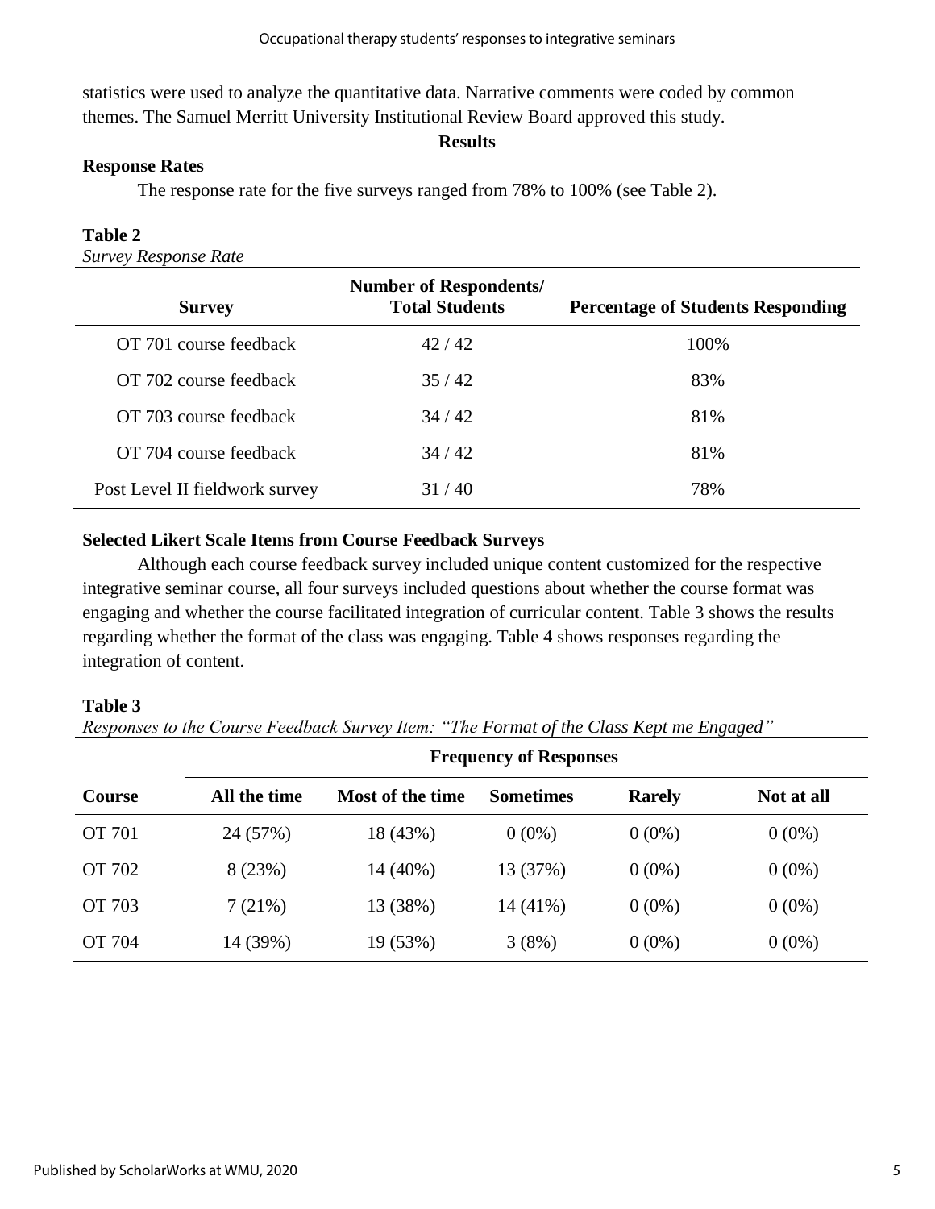statistics were used to analyze the quantitative data. Narrative comments were coded by common themes. The Samuel Merritt University Institutional Review Board approved this study.

## Results

### Response Rates

The response rate for the five surveys ranged from 78% to 100% (see Table 2).

**Table 2**

*Survey Response Rate*

| Survey | Number of Respondents/ Total Students | Percentage of Students Responding |
|---|---|---|
| OT 701 course feedback | 42 / 42 | 100% |
| OT 702 course feedback | 35 / 42 | 83% |
| OT 703 course feedback | 34 / 42 | 81% |
| OT 704 course feedback | 34 / 42 | 81% |
| Post Level II fieldwork survey | 31 / 40 | 78% |

### Selected Likert Scale Items from Course Feedback Surveys

Although each course feedback survey included unique content customized for the respective integrative seminar course, all four surveys included questions about whether the course format was engaging and whether the course facilitated integration of curricular content. Table 3 shows the results regarding whether the format of the class was engaging. Table 4 shows responses regarding the integration of content.

**Table 3**

*Responses to the Course Feedback Survey Item: "The Format of the Class Kept me Engaged"*

| | Frequency of Responses | | | | |
|---|---|---|---|---|---|
| Course | All the time | Most of the time | Sometimes | Rarely | Not at all |
| OT 701 | 24 (57%) | 18 (43%) | 0 (0%) | 0 (0%) | 0 (0%) |
| OT 702 | 8 (23%) | 14 (40%) | 13 (37%) | 0 (0%) | 0 (0%) |
| OT 703 | 7 (21%) | 13 (38%) | 14 (41%) | 0 (0%) | 0 (0%) |
| OT 704 | 14 (39%) | 19 (53%) | 3 (8%) | 0 (0%) | 0 (0%) |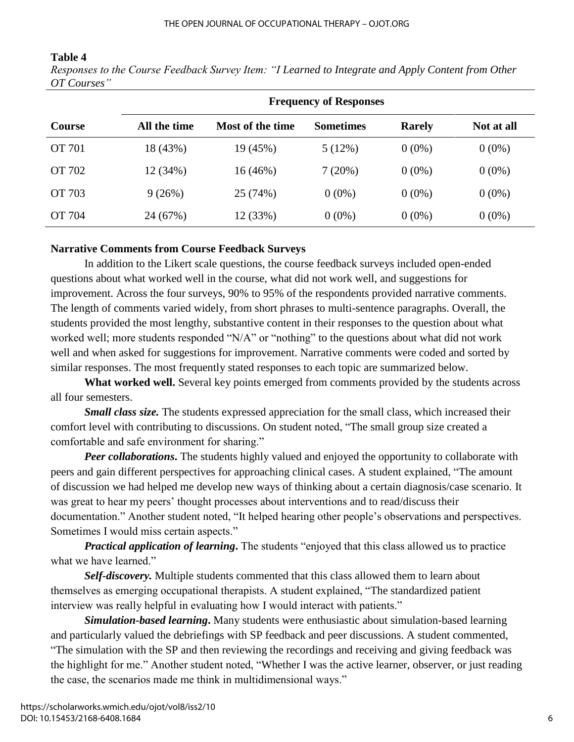**Table 4**

*Responses to the Course Feedback Survey Item: "I Learned to Integrate and Apply Content from Other OT Courses"*

| | Frequency of Responses | | | | |
|---|---|---|---|---|---|
| **Course** | **All the time** | **Most of the time** | **Sometimes** | **Rarely** | **Not at all** |
| OT 701 | 18 (43%) | 19 (45%) | 5 (12%) | 0 (0%) | 0 (0%) |
| OT 702 | 12 (34%) | 16 (46%) | 7 (20%) | 0 (0%) | 0 (0%) |
| OT 703 | 9 (26%) | 25 (74%) | 0 (0%) | 0 (0%) | 0 (0%) |
| OT 704 | 24 (67%) | 12 (33%) | 0 (0%) | 0 (0%) | 0 (0%) |

### Narrative Comments from Course Feedback Surveys

In addition to the Likert scale questions, the course feedback surveys included open-ended questions about what worked well in the course, what did not work well, and suggestions for improvement. Across the four surveys, 90% to 95% of the respondents provided narrative comments. The length of comments varied widely, from short phrases to multi-sentence paragraphs. Overall, the students provided the most lengthy, substantive content in their responses to the question about what worked well; more students responded "N/A" or "nothing" to the questions about what did not work well and when asked for suggestions for improvement. Narrative comments were coded and sorted by similar responses. The most frequently stated responses to each topic are summarized below.

**What worked well.** Several key points emerged from comments provided by the students across all four semesters.

***Small class size.*** The students expressed appreciation for the small class, which increased their comfort level with contributing to discussions. On student noted, "The small group size created a comfortable and safe environment for sharing."

***Peer collaborations*.** The students highly valued and enjoyed the opportunity to collaborate with peers and gain different perspectives for approaching clinical cases. A student explained, "The amount of discussion we had helped me develop new ways of thinking about a certain diagnosis/case scenario. It was great to hear my peers' thought processes about interventions and to read/discuss their documentation." Another student noted, "It helped hearing other people's observations and perspectives. Sometimes I would miss certain aspects."

***Practical application of learning*.** The students "enjoyed that this class allowed us to practice what we have learned."

***Self-discovery.*** Multiple students commented that this class allowed them to learn about themselves as emerging occupational therapists. A student explained, "The standardized patient interview was really helpful in evaluating how I would interact with patients."

***Simulation-based learning*.** Many students were enthusiastic about simulation-based learning and particularly valued the debriefings with SP feedback and peer discussions. A student commented, "The simulation with the SP and then reviewing the recordings and receiving and giving feedback was the highlight for me." Another student noted, "Whether I was the active learner, observer, or just reading the case, the scenarios made me think in multidimensional ways."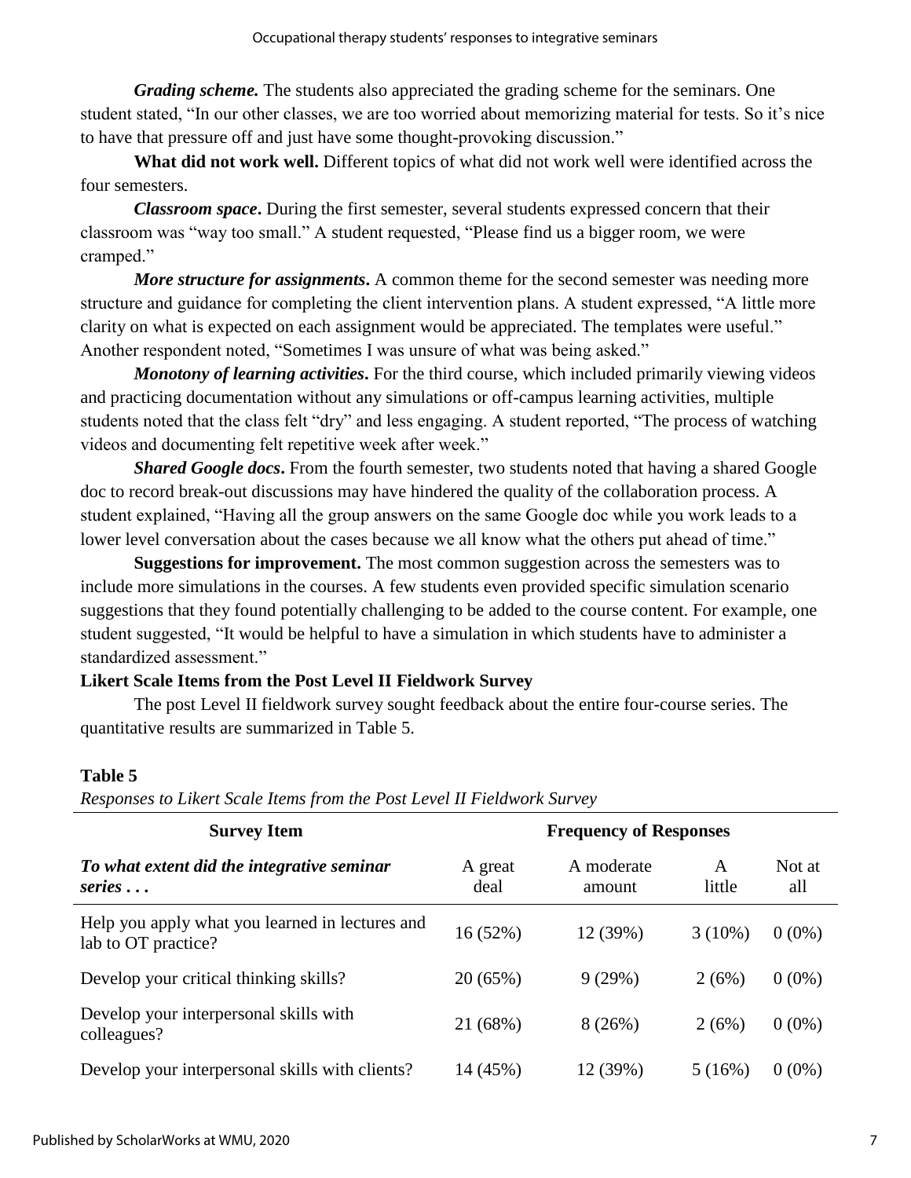***Grading scheme.*** The students also appreciated the grading scheme for the seminars. One student stated, "In our other classes, we are too worried about memorizing material for tests. So it's nice to have that pressure off and just have some thought-provoking discussion."

**What did not work well.** Different topics of what did not work well were identified across the four semesters.

***Classroom space***. During the first semester, several students expressed concern that their classroom was "way too small." A student requested, "Please find us a bigger room, we were cramped."

***More structure for assignments***. A common theme for the second semester was needing more structure and guidance for completing the client intervention plans. A student expressed, "A little more clarity on what is expected on each assignment would be appreciated. The templates were useful." Another respondent noted, "Sometimes I was unsure of what was being asked."

***Monotony of learning activities***. For the third course, which included primarily viewing videos and practicing documentation without any simulations or off-campus learning activities, multiple students noted that the class felt "dry" and less engaging. A student reported, "The process of watching videos and documenting felt repetitive week after week."

***Shared Google docs***. From the fourth semester, two students noted that having a shared Google doc to record break-out discussions may have hindered the quality of the collaboration process. A student explained, "Having all the group answers on the same Google doc while you work leads to a lower level conversation about the cases because we all know what the others put ahead of time."

**Suggestions for improvement.** The most common suggestion across the semesters was to include more simulations in the courses. A few students even provided specific simulation scenario suggestions that they found potentially challenging to be added to the course content. For example, one student suggested, "It would be helpful to have a simulation in which students have to administer a standardized assessment."

**Likert Scale Items from the Post Level II Fieldwork Survey**

The post Level II fieldwork survey sought feedback about the entire four-course series. The quantitative results are summarized in Table 5.

**Table 5**

*Responses to Likert Scale Items from the Post Level II Fieldwork Survey*

| **Survey Item** | **Frequency of Responses** | | | |
|---|---|---|---|---|
| ***To what extent did the integrative seminar series . . .*** | A great deal | A moderate amount | A little | Not at all |
| Help you apply what you learned in lectures and lab to OT practice? | 16 (52%) | 12 (39%) | 3 (10%) | 0 (0%) |
| Develop your critical thinking skills? | 20 (65%) | 9 (29%) | 2 (6%) | 0 (0%) |
| Develop your interpersonal skills with colleagues? | 21 (68%) | 8 (26%) | 2 (6%) | 0 (0%) |
| Develop your interpersonal skills with clients? | 14 (45%) | 12 (39%) | 5 (16%) | 0 (0%) |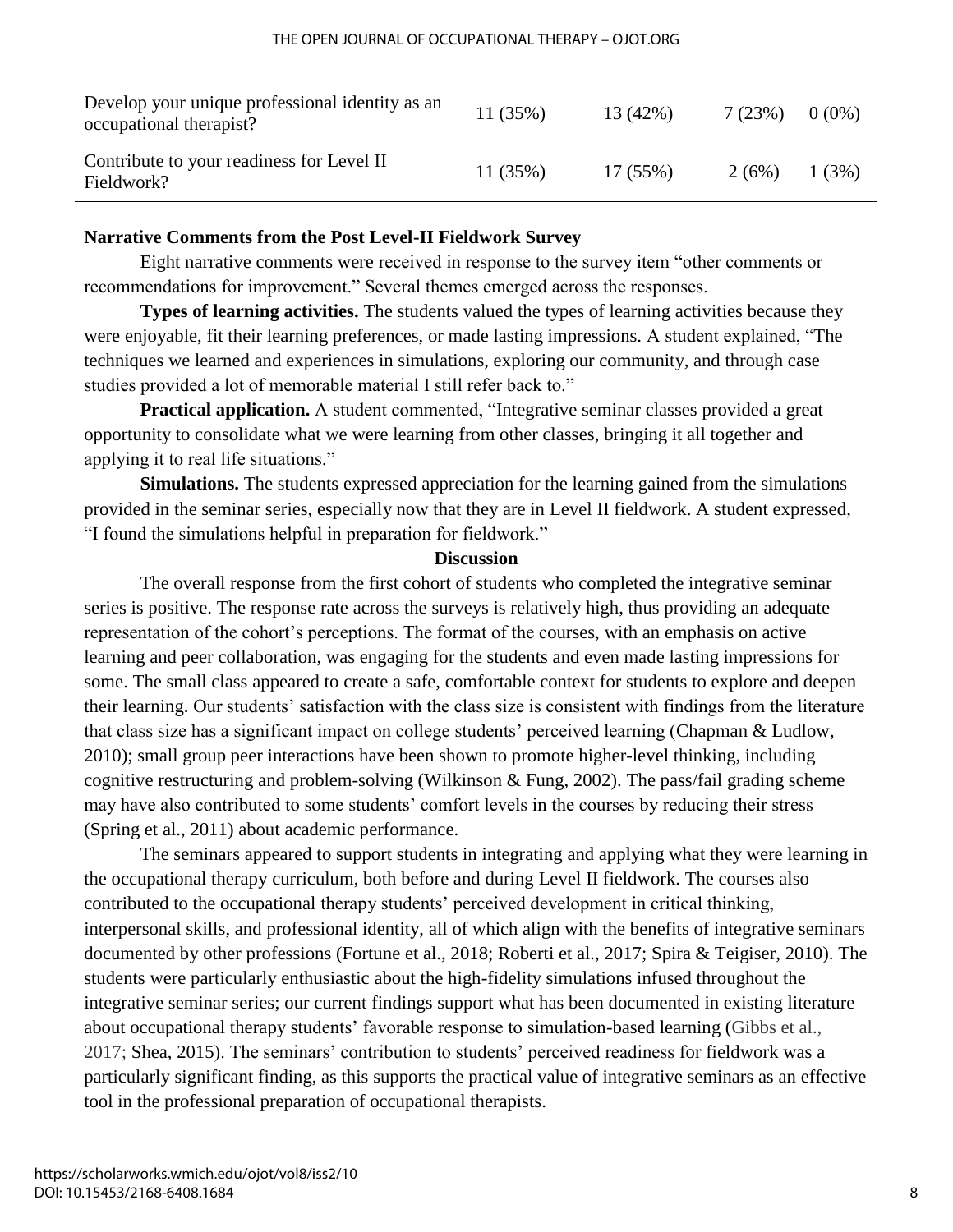| | | | | |
|---|---|---|---|---|
| Develop your unique professional identity as an occupational therapist? | 11 (35%) | 13 (42%) | 7 (23%) | 0 (0%) |
| Contribute to your readiness for Level II Fieldwork? | 11 (35%) | 17 (55%) | 2 (6%) | 1 (3%) |

**Narrative Comments from the Post Level-II Fieldwork Survey**

Eight narrative comments were received in response to the survey item "other comments or recommendations for improvement." Several themes emerged across the responses.

**Types of learning activities.** The students valued the types of learning activities because they were enjoyable, fit their learning preferences, or made lasting impressions. A student explained, "The techniques we learned and experiences in simulations, exploring our community, and through case studies provided a lot of memorable material I still refer back to."

**Practical application.** A student commented, "Integrative seminar classes provided a great opportunity to consolidate what we were learning from other classes, bringing it all together and applying it to real life situations."

**Simulations.** The students expressed appreciation for the learning gained from the simulations provided in the seminar series, especially now that they are in Level II fieldwork. A student expressed, "I found the simulations helpful in preparation for fieldwork."

## Discussion

The overall response from the first cohort of students who completed the integrative seminar series is positive. The response rate across the surveys is relatively high, thus providing an adequate representation of the cohort's perceptions. The format of the courses, with an emphasis on active learning and peer collaboration, was engaging for the students and even made lasting impressions for some. The small class appeared to create a safe, comfortable context for students to explore and deepen their learning. Our students' satisfaction with the class size is consistent with findings from the literature that class size has a significant impact on college students' perceived learning (Chapman & Ludlow, 2010); small group peer interactions have been shown to promote higher-level thinking, including cognitive restructuring and problem-solving (Wilkinson & Fung, 2002). The pass/fail grading scheme may have also contributed to some students' comfort levels in the courses by reducing their stress (Spring et al., 2011) about academic performance.

The seminars appeared to support students in integrating and applying what they were learning in the occupational therapy curriculum, both before and during Level II fieldwork. The courses also contributed to the occupational therapy students' perceived development in critical thinking, interpersonal skills, and professional identity, all of which align with the benefits of integrative seminars documented by other professions (Fortune et al., 2018; Roberti et al., 2017; Spira & Teigiser, 2010). The students were particularly enthusiastic about the high-fidelity simulations infused throughout the integrative seminar series; our current findings support what has been documented in existing literature about occupational therapy students' favorable response to simulation-based learning (Gibbs et al., 2017; Shea, 2015). The seminars' contribution to students' perceived readiness for fieldwork was a particularly significant finding, as this supports the practical value of integrative seminars as an effective tool in the professional preparation of occupational therapists.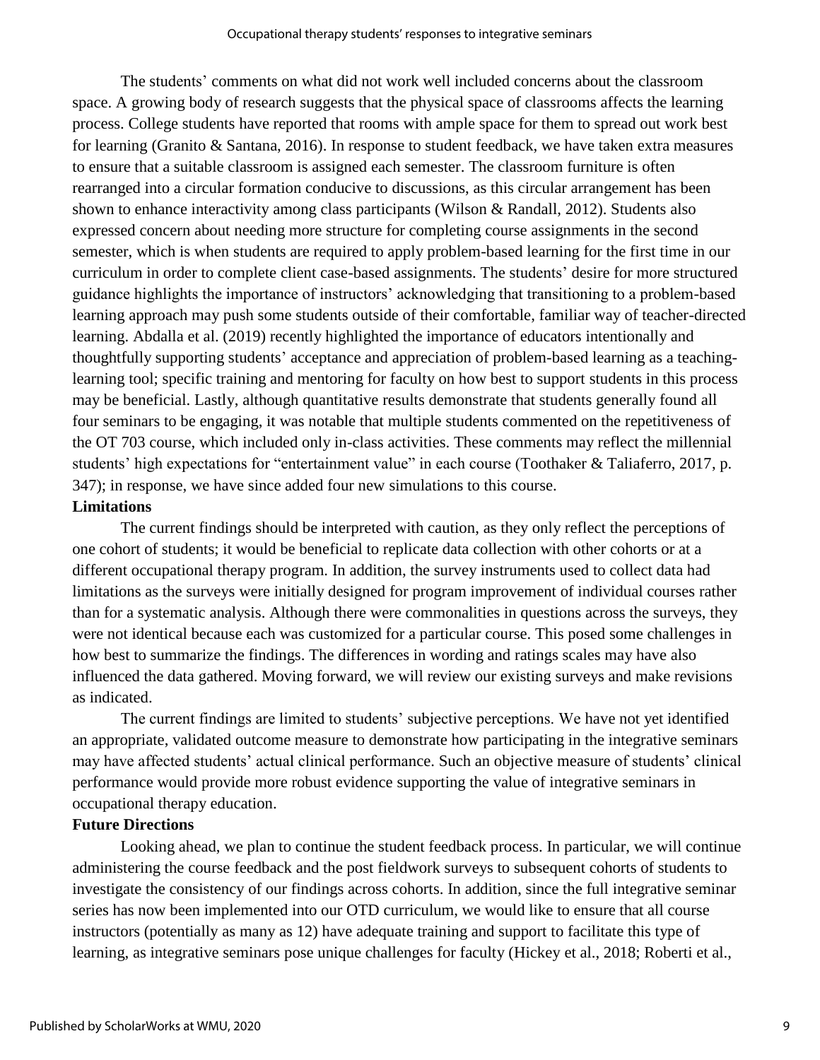The students' comments on what did not work well included concerns about the classroom space. A growing body of research suggests that the physical space of classrooms affects the learning process. College students have reported that rooms with ample space for them to spread out work best for learning (Granito & Santana, 2016). In response to student feedback, we have taken extra measures to ensure that a suitable classroom is assigned each semester. The classroom furniture is often rearranged into a circular formation conducive to discussions, as this circular arrangement has been shown to enhance interactivity among class participants (Wilson & Randall, 2012). Students also expressed concern about needing more structure for completing course assignments in the second semester, which is when students are required to apply problem-based learning for the first time in our curriculum in order to complete client case-based assignments. The students' desire for more structured guidance highlights the importance of instructors' acknowledging that transitioning to a problem-based learning approach may push some students outside of their comfortable, familiar way of teacher-directed learning. Abdalla et al. (2019) recently highlighted the importance of educators intentionally and thoughtfully supporting students' acceptance and appreciation of problem-based learning as a teaching-learning tool; specific training and mentoring for faculty on how best to support students in this process may be beneficial. Lastly, although quantitative results demonstrate that students generally found all four seminars to be engaging, it was notable that multiple students commented on the repetitiveness of the OT 703 course, which included only in-class activities. These comments may reflect the millennial students' high expectations for "entertainment value" in each course (Toothaker & Taliaferro, 2017, p. 347); in response, we have since added four new simulations to this course.

**Limitations**

The current findings should be interpreted with caution, as they only reflect the perceptions of one cohort of students; it would be beneficial to replicate data collection with other cohorts or at a different occupational therapy program. In addition, the survey instruments used to collect data had limitations as the surveys were initially designed for program improvement of individual courses rather than for a systematic analysis. Although there were commonalities in questions across the surveys, they were not identical because each was customized for a particular course. This posed some challenges in how best to summarize the findings. The differences in wording and ratings scales may have also influenced the data gathered. Moving forward, we will review our existing surveys and make revisions as indicated.

The current findings are limited to students' subjective perceptions. We have not yet identified an appropriate, validated outcome measure to demonstrate how participating in the integrative seminars may have affected students' actual clinical performance. Such an objective measure of students' clinical performance would provide more robust evidence supporting the value of integrative seminars in occupational therapy education.

**Future Directions**

Looking ahead, we plan to continue the student feedback process. In particular, we will continue administering the course feedback and the post fieldwork surveys to subsequent cohorts of students to investigate the consistency of our findings across cohorts. In addition, since the full integrative seminar series has now been implemented into our OTD curriculum, we would like to ensure that all course instructors (potentially as many as 12) have adequate training and support to facilitate this type of learning, as integrative seminars pose unique challenges for faculty (Hickey et al., 2018; Roberti et al.,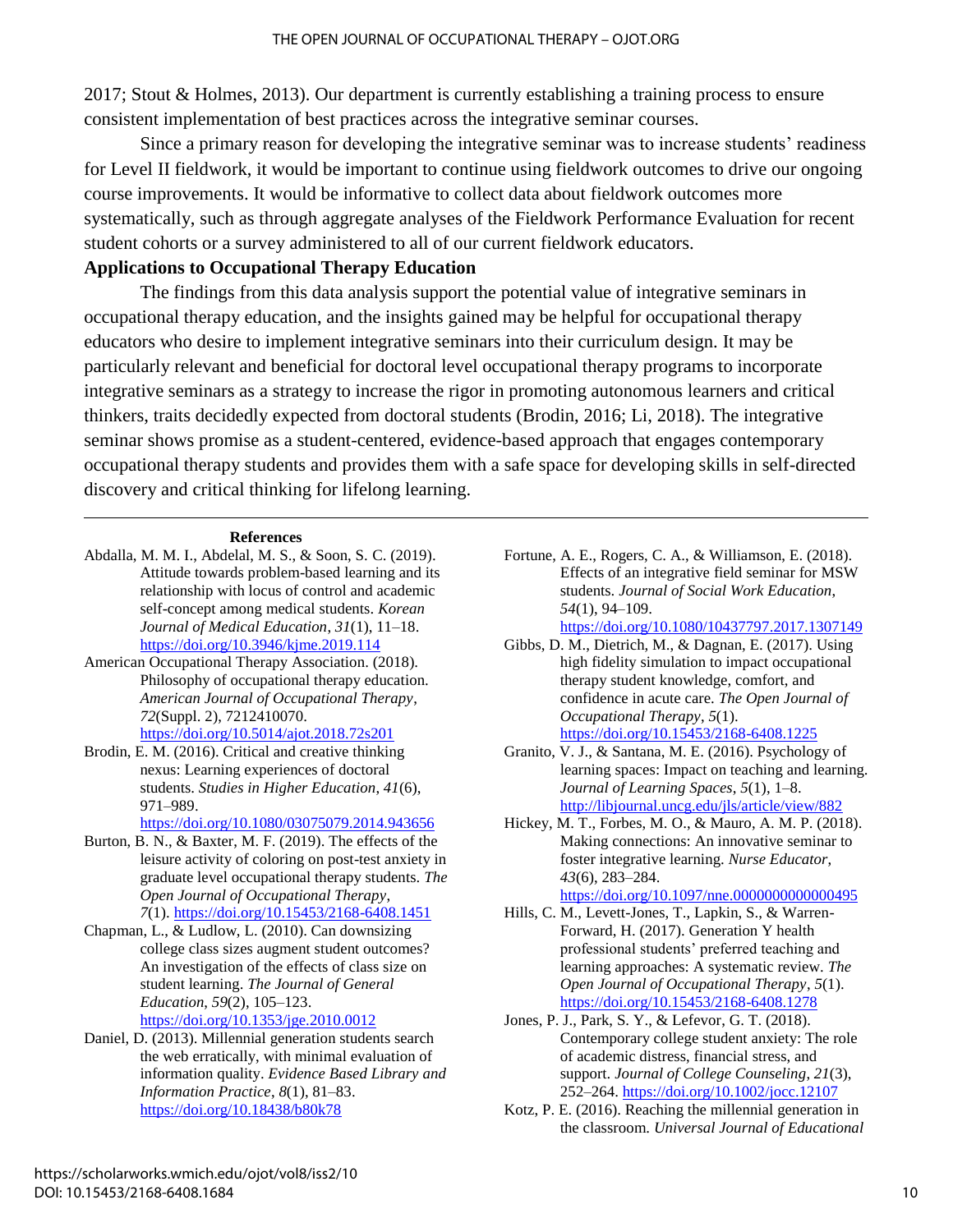2017; Stout & Holmes, 2013). Our department is currently establishing a training process to ensure consistent implementation of best practices across the integrative seminar courses.

Since a primary reason for developing the integrative seminar was to increase students' readiness for Level II fieldwork, it would be important to continue using fieldwork outcomes to drive our ongoing course improvements. It would be informative to collect data about fieldwork outcomes more systematically, such as through aggregate analyses of the Fieldwork Performance Evaluation for recent student cohorts or a survey administered to all of our current fieldwork educators.

**Applications to Occupational Therapy Education**

The findings from this data analysis support the potential value of integrative seminars in occupational therapy education, and the insights gained may be helpful for occupational therapy educators who desire to implement integrative seminars into their curriculum design. It may be particularly relevant and beneficial for doctoral level occupational therapy programs to incorporate integrative seminars as a strategy to increase the rigor in promoting autonomous learners and critical thinkers, traits decidedly expected from doctoral students (Brodin, 2016; Li, 2018). The integrative seminar shows promise as a student-centered, evidence-based approach that engages contemporary occupational therapy students and provides them with a safe space for developing skills in self-directed discovery and critical thinking for lifelong learning.

**References**

Abdalla, M. M. I., Abdelal, M. S., & Soon, S. C. (2019). Attitude towards problem-based learning and its relationship with locus of control and academic self-concept among medical students. *Korean Journal of Medical Education, 31*(1), 11–18. https://doi.org/10.3946/kjme.2019.114

American Occupational Therapy Association. (2018). Philosophy of occupational therapy education. *American Journal of Occupational Therapy*, *72*(Suppl. 2), 7212410070. https://doi.org/10.5014/ajot.2018.72s201

Brodin, E. M. (2016). Critical and creative thinking nexus: Learning experiences of doctoral students. *Studies in Higher Education*, *41*(6), 971–989. https://doi.org/10.1080/03075079.2014.943656

Burton, B. N., & Baxter, M. F. (2019). The effects of the leisure activity of coloring on post-test anxiety in graduate level occupational therapy students. *The Open Journal of Occupational Therapy*, *7*(1). https://doi.org/10.15453/2168-6408.1451

Chapman, L., & Ludlow, L. (2010). Can downsizing college class sizes augment student outcomes? An investigation of the effects of class size on student learning. *The Journal of General Education*, *59*(2), 105–123. https://doi.org/10.1353/jge.2010.0012

Daniel, D. (2013). Millennial generation students search the web erratically, with minimal evaluation of information quality. *Evidence Based Library and Information Practice*, *8*(1), 81–83. https://doi.org/10.18438/b80k78

Fortune, A. E., Rogers, C. A., & Williamson, E. (2018). Effects of an integrative field seminar for MSW students. *Journal of Social Work Education*, *54*(1), 94–109. https://doi.org/10.1080/10437797.2017.1307149

Gibbs, D. M., Dietrich, M., & Dagnan, E. (2017). Using high fidelity simulation to impact occupational therapy student knowledge, comfort, and confidence in acute care. *The Open Journal of Occupational Therapy*, *5*(1). https://doi.org/10.15453/2168-6408.1225

Granito, V. J., & Santana, M. E. (2016). Psychology of learning spaces: Impact on teaching and learning. *Journal of Learning Spaces*, *5*(1), 1–8. http://libjournal.uncg.edu/jls/article/view/882

Hickey, M. T., Forbes, M. O., & Mauro, A. M. P. (2018). Making connections: An innovative seminar to foster integrative learning. *Nurse Educator*, *43*(6), 283–284. https://doi.org/10.1097/nne.0000000000000495

Hills, C. M., Levett-Jones, T., Lapkin, S., & Warren-Forward, H. (2017). Generation Y health professional students' preferred teaching and learning approaches: A systematic review. *The Open Journal of Occupational Therapy*, *5*(1). https://doi.org/10.15453/2168-6408.1278

Jones, P. J., Park, S. Y., & Lefevor, G. T. (2018). Contemporary college student anxiety: The role of academic distress, financial stress, and support. *Journal of College Counseling*, *21*(3), 252–264. https://doi.org/10.1002/jocc.12107

Kotz, P. E. (2016). Reaching the millennial generation in the classroom. *Universal Journal of Educational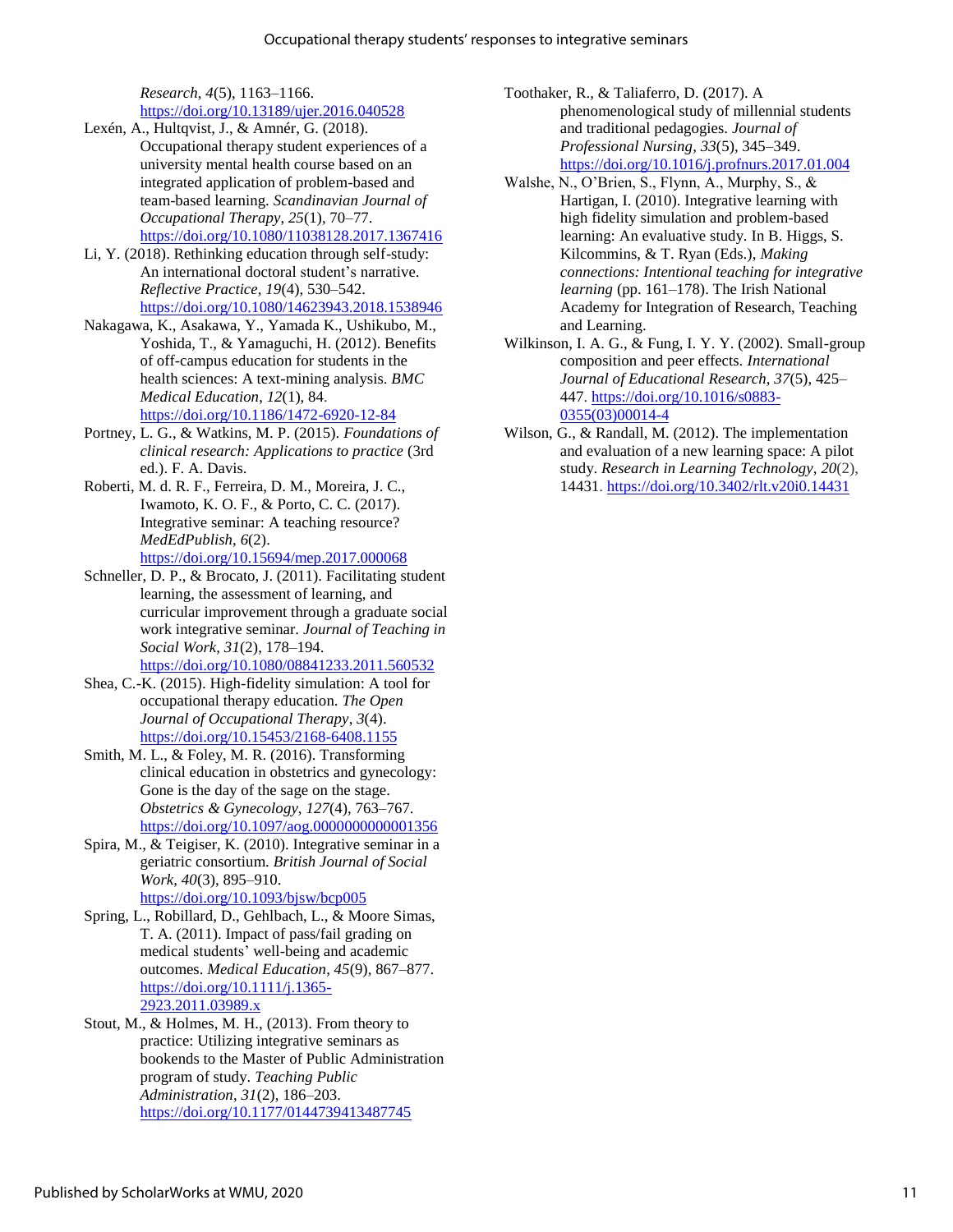*Research*, *4*(5), 1163–1166. https://doi.org/10.13189/ujer.2016.040528

Lexén, A., Hultqvist, J., & Amnér, G. (2018). Occupational therapy student experiences of a university mental health course based on an integrated application of problem-based and team-based learning. *Scandinavian Journal of Occupational Therapy*, *25*(1), 70–77. https://doi.org/10.1080/11038128.2017.1367416

Li, Y. (2018). Rethinking education through self-study: An international doctoral student's narrative. *Reflective Practice*, *19*(4), 530–542. https://doi.org/10.1080/14623943.2018.1538946

Nakagawa, K., Asakawa, Y., Yamada K., Ushikubo, M., Yoshida, T., & Yamaguchi, H. (2012). Benefits of off-campus education for students in the health sciences: A text-mining analysis. *BMC Medical Education*, *12*(1), 84. https://doi.org/10.1186/1472-6920-12-84

Portney, L. G., & Watkins, M. P. (2015). *Foundations of clinical research: Applications to practice* (3rd ed.). F. A. Davis.

Roberti, M. d. R. F., Ferreira, D. M., Moreira, J. C., Iwamoto, K. O. F., & Porto, C. C. (2017). Integrative seminar: A teaching resource? *MedEdPublish*, *6*(2). https://doi.org/10.15694/mep.2017.000068

Schneller, D. P., & Brocato, J. (2011). Facilitating student learning, the assessment of learning, and curricular improvement through a graduate social work integrative seminar. *Journal of Teaching in Social Work*, *31*(2), 178–194. https://doi.org/10.1080/08841233.2011.560532

Shea, C.-K. (2015). High-fidelity simulation: A tool for occupational therapy education. *The Open Journal of Occupational Therapy*, *3*(4). https://doi.org/10.15453/2168-6408.1155

Smith, M. L., & Foley, M. R. (2016). Transforming clinical education in obstetrics and gynecology: Gone is the day of the sage on the stage. *Obstetrics & Gynecology*, *127*(4), 763–767. https://doi.org/10.1097/aog.0000000000001356

Spira, M., & Teigiser, K. (2010). Integrative seminar in a geriatric consortium. *British Journal of Social Work*, *40*(3), 895–910. https://doi.org/10.1093/bjsw/bcp005

Spring, L., Robillard, D., Gehlbach, L., & Moore Simas, T. A. (2011). Impact of pass/fail grading on medical students' well-being and academic outcomes. *Medical Education*, *45*(9), 867–877. https://doi.org/10.1111/j.1365-2923.2011.03989.x

Stout, M., & Holmes, M. H., (2013). From theory to practice: Utilizing integrative seminars as bookends to the Master of Public Administration program of study. *Teaching Public Administration*, *31*(2), 186–203. https://doi.org/10.1177/0144739413487745

Toothaker, R., & Taliaferro, D. (2017). A phenomenological study of millennial students and traditional pedagogies. *Journal of Professional Nursing*, *33*(5), 345–349. https://doi.org/10.1016/j.profnurs.2017.01.004

Walshe, N., O'Brien, S., Flynn, A., Murphy, S., & Hartigan, I. (2010). Integrative learning with high fidelity simulation and problem-based learning: An evaluative study. In B. Higgs, S. Kilcommins, & T. Ryan (Eds.), *Making connections: Intentional teaching for integrative learning* (pp. 161–178). The Irish National Academy for Integration of Research, Teaching and Learning.

Wilkinson, I. A. G., & Fung, I. Y. Y. (2002). Small-group composition and peer effects. *International Journal of Educational Research*, *37*(5), 425–447. https://doi.org/10.1016/s0883-0355(03)00014-4

Wilson, G., & Randall, M. (2012). The implementation and evaluation of a new learning space: A pilot study. *Research in Learning Technology*, *20*(2), 14431. https://doi.org/10.3402/rlt.v20i0.14431